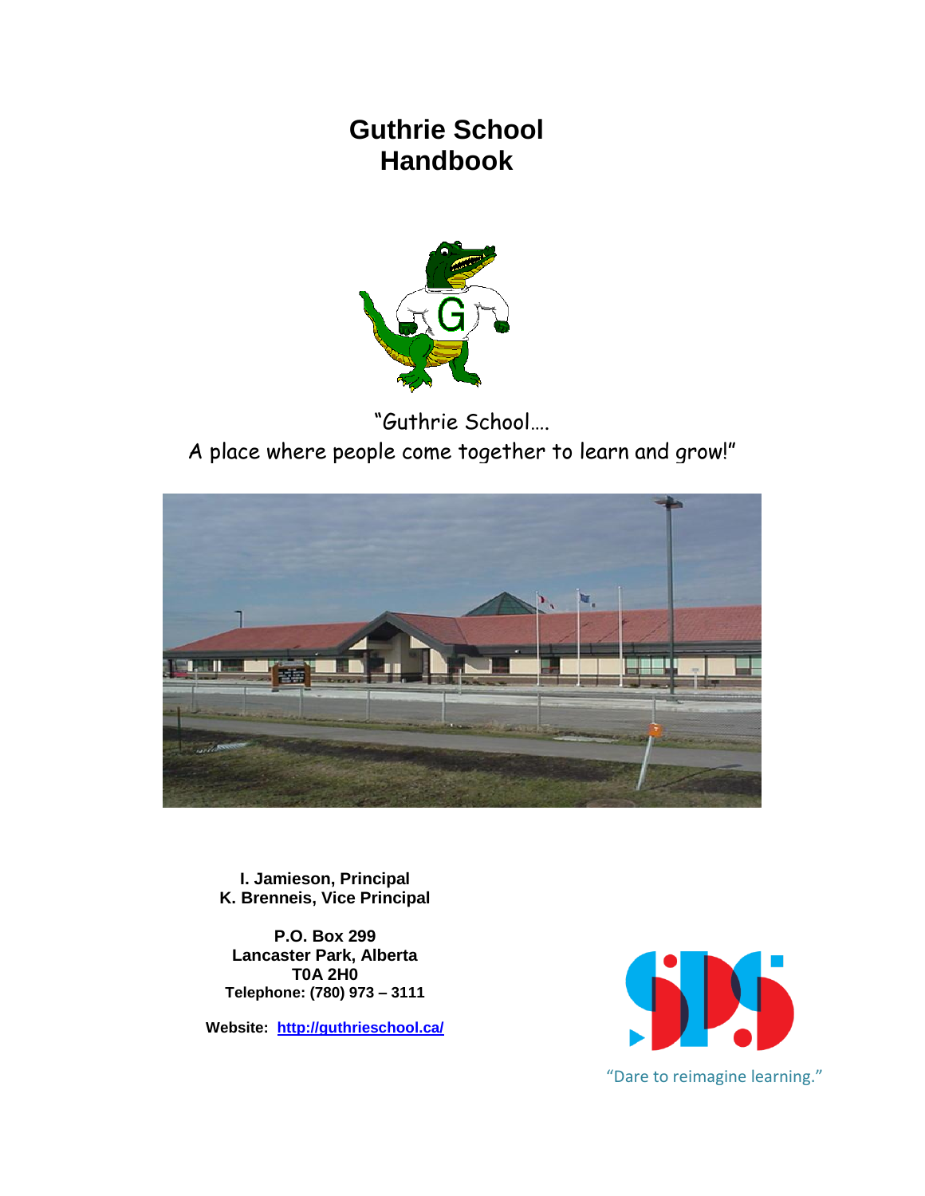# Guthrie School Handbook

"Guthrie School….
A place where people come together to learn and grow!"

**I. Jamieson, Principal**
**K. Brenneis, Vice Principal**

**P.O. Box 299**
**Lancaster Park, Alberta**
**T0A 2H0**
**Telephone: (780) 973 – 3111**

**Website:** [http://guthrieschool.ca/](http://guthrieschool.ca/)

"Dare to reimagine learning."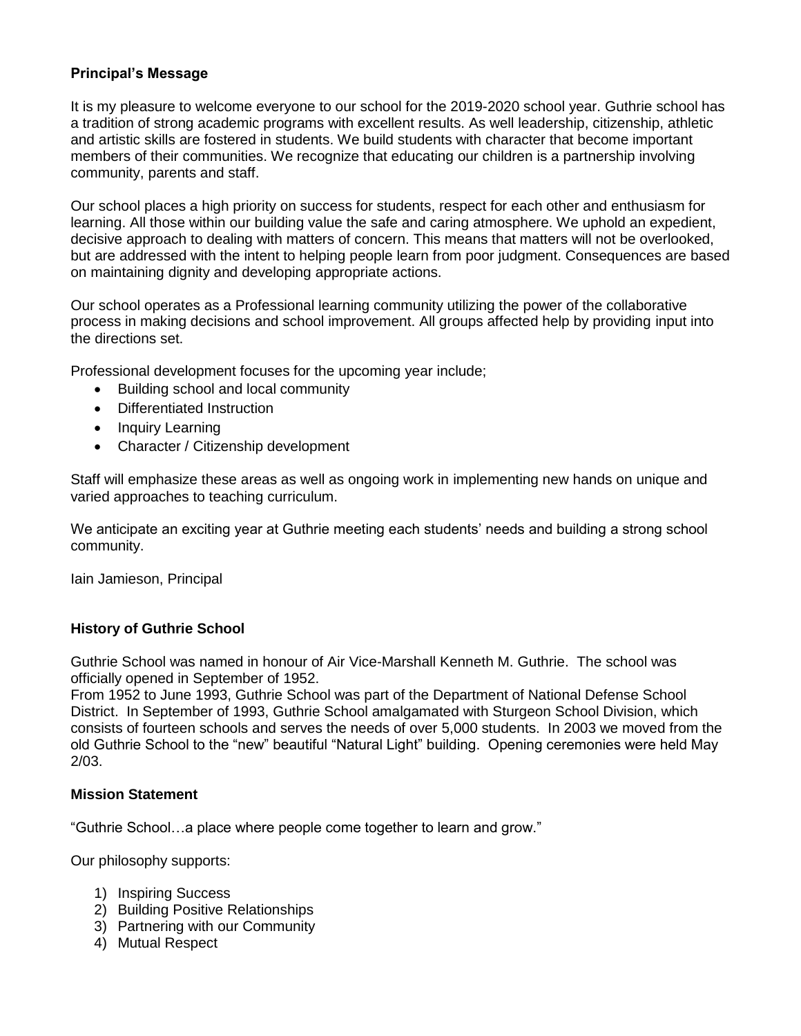### Principal's Message

It is my pleasure to welcome everyone to our school for the 2019-2020 school year. Guthrie school has a tradition of strong academic programs with excellent results. As well leadership, citizenship, athletic and artistic skills are fostered in students. We build students with character that become important members of their communities. We recognize that educating our children is a partnership involving community, parents and staff.

Our school places a high priority on success for students, respect for each other and enthusiasm for learning. All those within our building value the safe and caring atmosphere. We uphold an expedient, decisive approach to dealing with matters of concern. This means that matters will not be overlooked, but are addressed with the intent to helping people learn from poor judgment. Consequences are based on maintaining dignity and developing appropriate actions.

Our school operates as a Professional learning community utilizing the power of the collaborative process in making decisions and school improvement. All groups affected help by providing input into the directions set.

Professional development focuses for the upcoming year include;

- Building school and local community
- Differentiated Instruction
- Inquiry Learning
- Character / Citizenship development

Staff will emphasize these areas as well as ongoing work in implementing new hands on unique and varied approaches to teaching curriculum.

We anticipate an exciting year at Guthrie meeting each students' needs and building a strong school community.

Iain Jamieson, Principal

### History of Guthrie School

Guthrie School was named in honour of Air Vice-Marshall Kenneth M. Guthrie. The school was officially opened in September of 1952.
From 1952 to June 1993, Guthrie School was part of the Department of National Defense School District. In September of 1993, Guthrie School amalgamated with Sturgeon School Division, which consists of fourteen schools and serves the needs of over 5,000 students. In 2003 we moved from the old Guthrie School to the "new" beautiful "Natural Light" building. Opening ceremonies were held May 2/03.

### Mission Statement

"Guthrie School…a place where people come together to learn and grow."

Our philosophy supports:

1) Inspiring Success
2) Building Positive Relationships
3) Partnering with our Community
4) Mutual Respect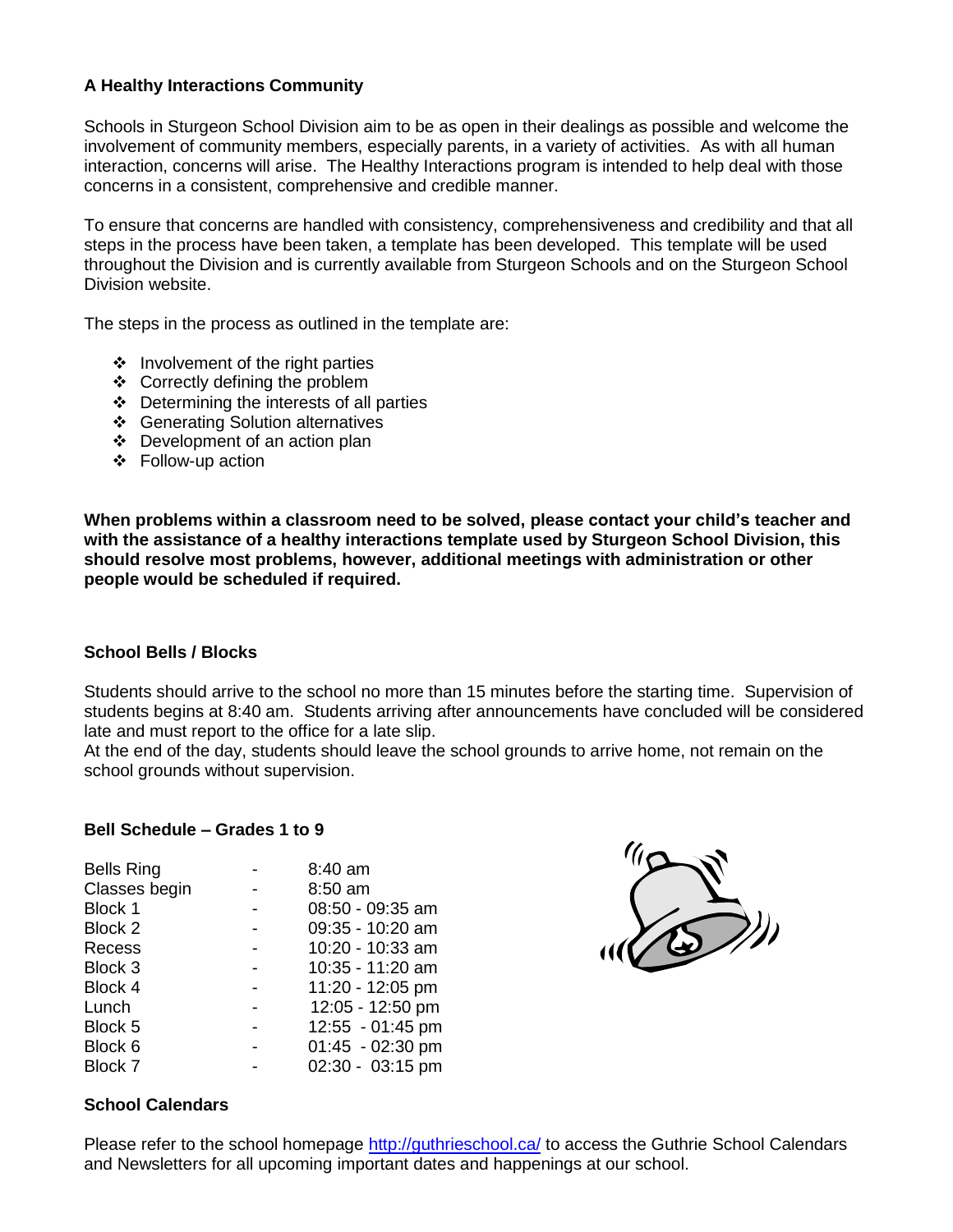### A Healthy Interactions Community

Schools in Sturgeon School Division aim to be as open in their dealings as possible and welcome the involvement of community members, especially parents, in a variety of activities. As with all human interaction, concerns will arise. The Healthy Interactions program is intended to help deal with those concerns in a consistent, comprehensive and credible manner.

To ensure that concerns are handled with consistency, comprehensiveness and credibility and that all steps in the process have been taken, a template has been developed. This template will be used throughout the Division and is currently available from Sturgeon Schools and on the Sturgeon School Division website.

The steps in the process as outlined in the template are:

- Involvement of the right parties
- Correctly defining the problem
- Determining the interests of all parties
- Generating Solution alternatives
- Development of an action plan
- Follow-up action

**When problems within a classroom need to be solved, please contact your child's teacher and with the assistance of a healthy interactions template used by Sturgeon School Division, this should resolve most problems, however, additional meetings with administration or other people would be scheduled if required.**

### School Bells / Blocks

Students should arrive to the school no more than 15 minutes before the starting time. Supervision of students begins at 8:40 am. Students arriving after announcements have concluded will be considered late and must report to the office for a late slip.

At the end of the day, students should leave the school grounds to arrive home, not remain on the school grounds without supervision.

### Bell Schedule – Grades 1 to 9

| | | |
|---|---|---|
| Bells Ring | - | 8:40 am |
| Classes begin | - | 8:50 am |
| Block 1 | - | 08:50 - 09:35 am |
| Block 2 | - | 09:35 - 10:20 am |
| Recess | - | 10:20 - 10:33 am |
| Block 3 | - | 10:35 - 11:20 am |
| Block 4 | - | 11:20 - 12:05 pm |
| Lunch | - | 12:05 - 12:50 pm |
| Block 5 | - | 12:55 - 01:45 pm |
| Block 6 | - | 01:45 - 02:30 pm |
| Block 7 | - | 02:30 - 03:15 pm |

### School Calendars

Please refer to the school homepage http://guthrieschool.ca/ to access the Guthrie School Calendars and Newsletters for all upcoming important dates and happenings at our school.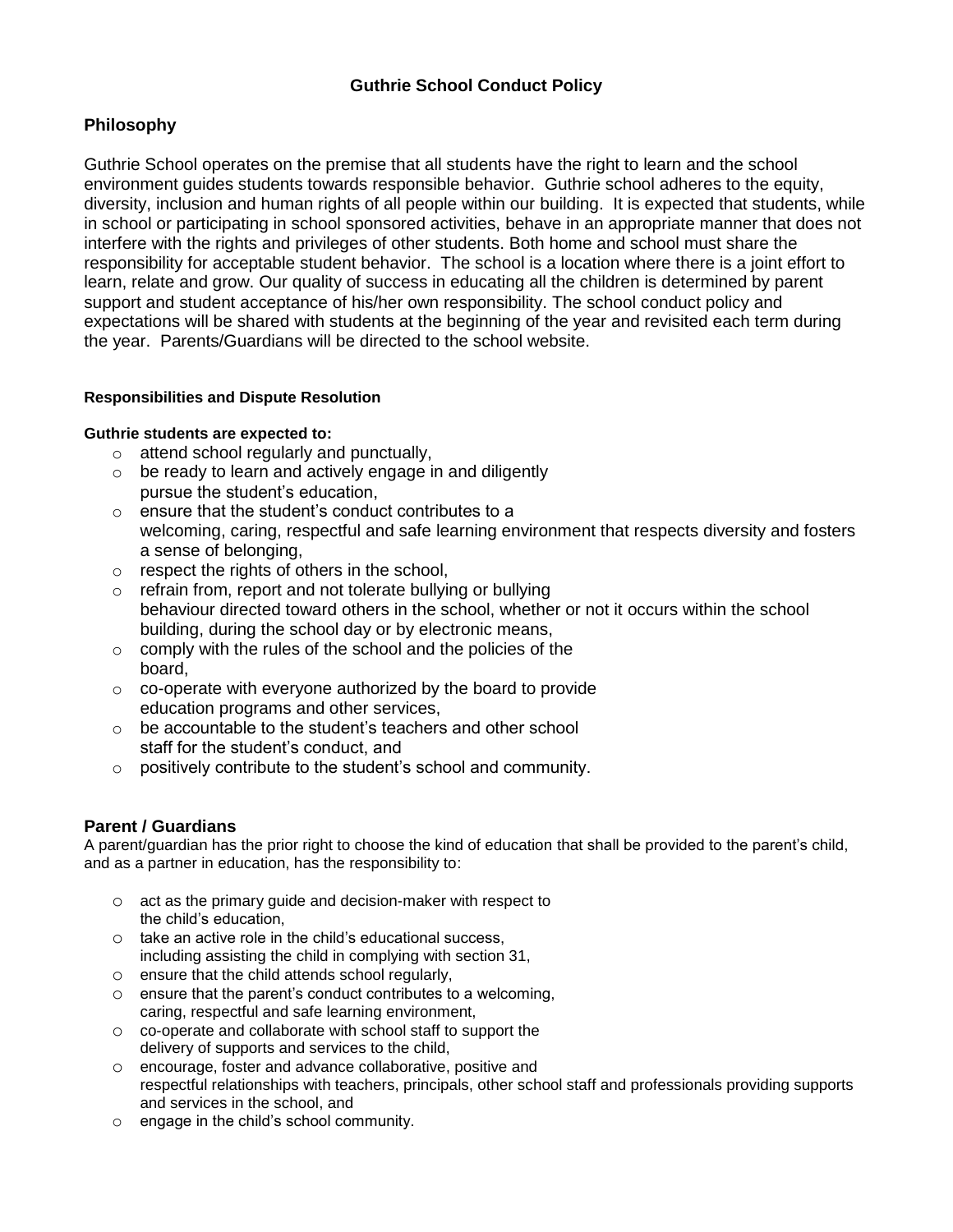# Guthrie School Conduct Policy

## Philosophy

Guthrie School operates on the premise that all students have the right to learn and the school environment guides students towards responsible behavior. Guthrie school adheres to the equity, diversity, inclusion and human rights of all people within our building. It is expected that students, while in school or participating in school sponsored activities, behave in an appropriate manner that does not interfere with the rights and privileges of other students. Both home and school must share the responsibility for acceptable student behavior. The school is a location where there is a joint effort to learn, relate and grow. Our quality of success in educating all the children is determined by parent support and student acceptance of his/her own responsibility. The school conduct policy and expectations will be shared with students at the beginning of the year and revisited each term during the year. Parents/Guardians will be directed to the school website.

#### Responsibilities and Dispute Resolution

**Guthrie students are expected to:**

- attend school regularly and punctually,
- be ready to learn and actively engage in and diligently pursue the student's education,
- ensure that the student's conduct contributes to a welcoming, caring, respectful and safe learning environment that respects diversity and fosters a sense of belonging,
- respect the rights of others in the school,
- refrain from, report and not tolerate bullying or bullying behaviour directed toward others in the school, whether or not it occurs within the school building, during the school day or by electronic means,
- comply with the rules of the school and the policies of the board,
- co-operate with everyone authorized by the board to provide education programs and other services,
- be accountable to the student's teachers and other school staff for the student's conduct, and
- positively contribute to the student's school and community.

## Parent / Guardians

A parent/guardian has the prior right to choose the kind of education that shall be provided to the parent's child, and as a partner in education, has the responsibility to:

- act as the primary guide and decision-maker with respect to the child's education,
- take an active role in the child's educational success, including assisting the child in complying with section 31,
- ensure that the child attends school regularly,
- ensure that the parent's conduct contributes to a welcoming, caring, respectful and safe learning environment,
- co-operate and collaborate with school staff to support the delivery of supports and services to the child,
- encourage, foster and advance collaborative, positive and respectful relationships with teachers, principals, other school staff and professionals providing supports and services in the school, and
- engage in the child's school community.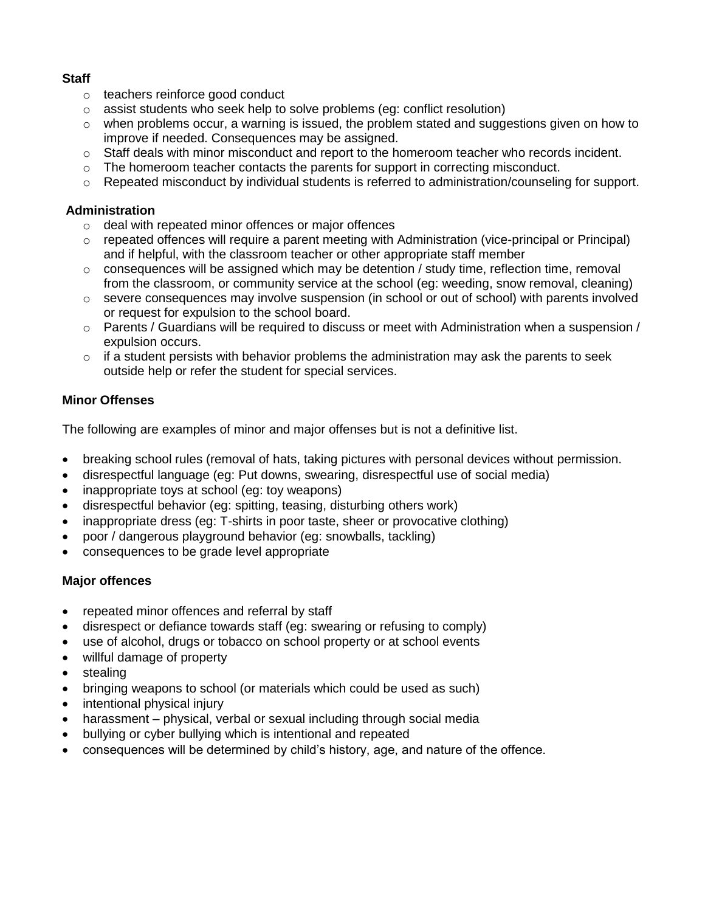**Staff**

- teachers reinforce good conduct
- assist students who seek help to solve problems (eg: conflict resolution)
- when problems occur, a warning is issued, the problem stated and suggestions given on how to improve if needed. Consequences may be assigned.
- Staff deals with minor misconduct and report to the homeroom teacher who records incident.
- The homeroom teacher contacts the parents for support in correcting misconduct.
- Repeated misconduct by individual students is referred to administration/counseling for support.

**Administration**

- deal with repeated minor offences or major offences
- repeated offences will require a parent meeting with Administration (vice-principal or Principal) and if helpful, with the classroom teacher or other appropriate staff member
- consequences will be assigned which may be detention / study time, reflection time, removal from the classroom, or community service at the school (eg: weeding, snow removal, cleaning)
- severe consequences may involve suspension (in school or out of school) with parents involved or request for expulsion to the school board.
- Parents / Guardians will be required to discuss or meet with Administration when a suspension / expulsion occurs.
- if a student persists with behavior problems the administration may ask the parents to seek outside help or refer the student for special services.

**Minor Offenses**

The following are examples of minor and major offenses but is not a definitive list.

- breaking school rules (removal of hats, taking pictures with personal devices without permission.
- disrespectful language (eg: Put downs, swearing, disrespectful use of social media)
- inappropriate toys at school (eg: toy weapons)
- disrespectful behavior (eg: spitting, teasing, disturbing others work)
- inappropriate dress (eg: T-shirts in poor taste, sheer or provocative clothing)
- poor / dangerous playground behavior (eg: snowballs, tackling)
- consequences to be grade level appropriate

**Major offences**

- repeated minor offences and referral by staff
- disrespect or defiance towards staff (eg: swearing or refusing to comply)
- use of alcohol, drugs or tobacco on school property or at school events
- willful damage of property
- stealing
- bringing weapons to school (or materials which could be used as such)
- intentional physical injury
- harassment – physical, verbal or sexual including through social media
- bullying or cyber bullying which is intentional and repeated
- consequences will be determined by child's history, age, and nature of the offence.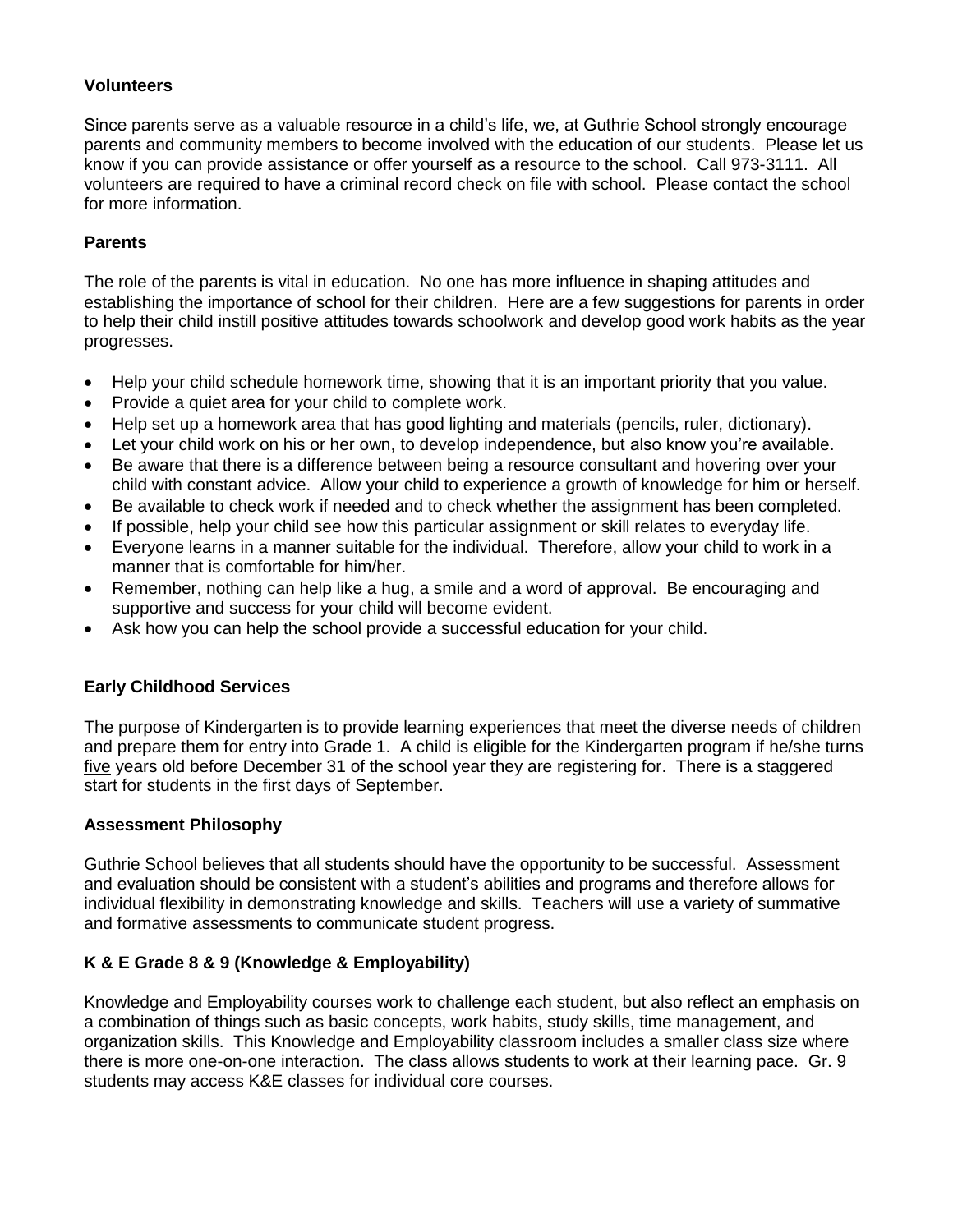**Volunteers**

Since parents serve as a valuable resource in a child's life, we, at Guthrie School strongly encourage parents and community members to become involved with the education of our students. Please let us know if you can provide assistance or offer yourself as a resource to the school. Call 973-3111. All volunteers are required to have a criminal record check on file with school. Please contact the school for more information.

**Parents**

The role of the parents is vital in education. No one has more influence in shaping attitudes and establishing the importance of school for their children. Here are a few suggestions for parents in order to help their child instill positive attitudes towards schoolwork and develop good work habits as the year progresses.

- Help your child schedule homework time, showing that it is an important priority that you value.
- Provide a quiet area for your child to complete work.
- Help set up a homework area that has good lighting and materials (pencils, ruler, dictionary).
- Let your child work on his or her own, to develop independence, but also know you're available.
- Be aware that there is a difference between being a resource consultant and hovering over your child with constant advice. Allow your child to experience a growth of knowledge for him or herself.
- Be available to check work if needed and to check whether the assignment has been completed.
- If possible, help your child see how this particular assignment or skill relates to everyday life.
- Everyone learns in a manner suitable for the individual. Therefore, allow your child to work in a manner that is comfortable for him/her.
- Remember, nothing can help like a hug, a smile and a word of approval. Be encouraging and supportive and success for your child will become evident.
- Ask how you can help the school provide a successful education for your child.

**Early Childhood Services**

The purpose of Kindergarten is to provide learning experiences that meet the diverse needs of children and prepare them for entry into Grade 1. A child is eligible for the Kindergarten program if he/she turns five years old before December 31 of the school year they are registering for. There is a staggered start for students in the first days of September.

**Assessment Philosophy**

Guthrie School believes that all students should have the opportunity to be successful. Assessment and evaluation should be consistent with a student's abilities and programs and therefore allows for individual flexibility in demonstrating knowledge and skills. Teachers will use a variety of summative and formative assessments to communicate student progress.

**K & E Grade 8 & 9 (Knowledge & Employability)**

Knowledge and Employability courses work to challenge each student, but also reflect an emphasis on a combination of things such as basic concepts, work habits, study skills, time management, and organization skills. This Knowledge and Employability classroom includes a smaller class size where there is more one-on-one interaction. The class allows students to work at their learning pace. Gr. 9 students may access K&E classes for individual core courses.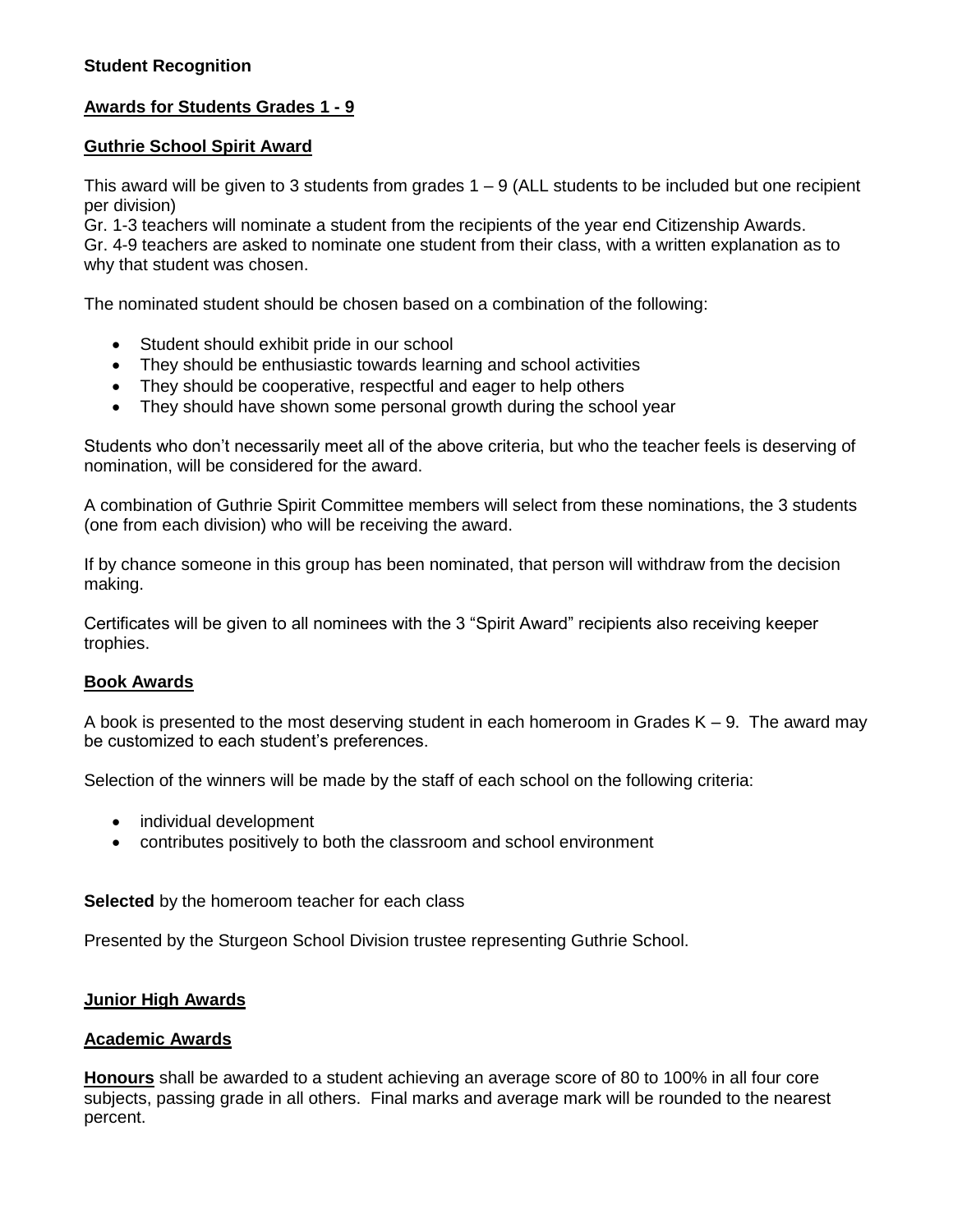**Student Recognition**

**Awards for Students Grades 1 - 9**

**Guthrie School Spirit Award**

This award will be given to 3 students from grades 1 – 9 (ALL students to be included but one recipient per division)
Gr. 1-3 teachers will nominate a student from the recipients of the year end Citizenship Awards.
Gr. 4-9 teachers are asked to nominate one student from their class, with a written explanation as to why that student was chosen.

The nominated student should be chosen based on a combination of the following:

- Student should exhibit pride in our school
- They should be enthusiastic towards learning and school activities
- They should be cooperative, respectful and eager to help others
- They should have shown some personal growth during the school year

Students who don't necessarily meet all of the above criteria, but who the teacher feels is deserving of nomination, will be considered for the award.

A combination of Guthrie Spirit Committee members will select from these nominations, the 3 students (one from each division) who will be receiving the award.

If by chance someone in this group has been nominated, that person will withdraw from the decision making.

Certificates will be given to all nominees with the 3 "Spirit Award" recipients also receiving keeper trophies.

**Book Awards**

A book is presented to the most deserving student in each homeroom in Grades K – 9. The award may be customized to each student's preferences.

Selection of the winners will be made by the staff of each school on the following criteria:

- individual development
- contributes positively to both the classroom and school environment

**Selected** by the homeroom teacher for each class

Presented by the Sturgeon School Division trustee representing Guthrie School.

**Junior High Awards**

**Academic Awards**

**Honours** shall be awarded to a student achieving an average score of 80 to 100% in all four core subjects, passing grade in all others. Final marks and average mark will be rounded to the nearest percent.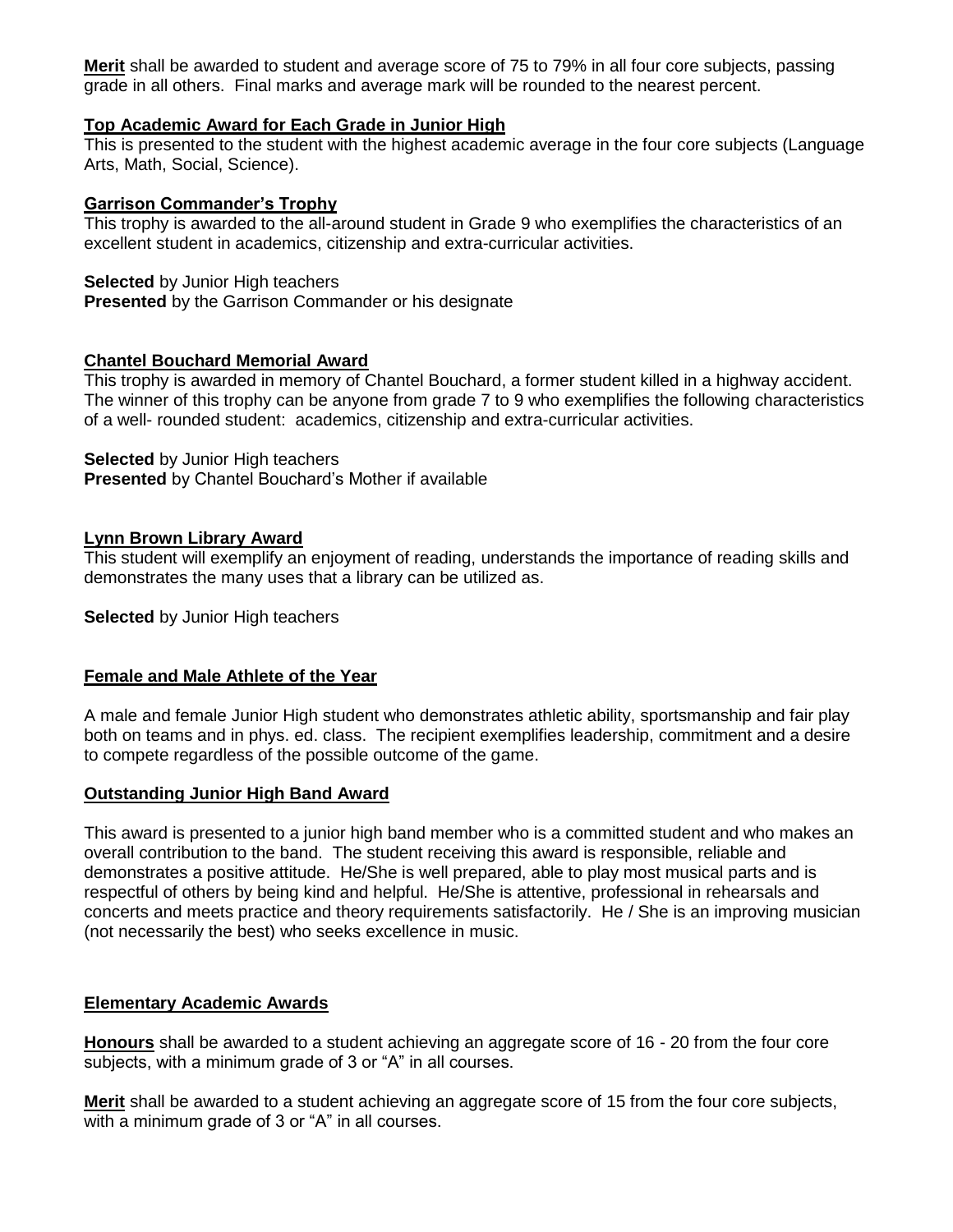**Merit** shall be awarded to student and average score of 75 to 79% in all four core subjects, passing grade in all others. Final marks and average mark will be rounded to the nearest percent.

### Top Academic Award for Each Grade in Junior High

This is presented to the student with the highest academic average in the four core subjects (Language Arts, Math, Social, Science).

### Garrison Commander's Trophy

This trophy is awarded to the all-around student in Grade 9 who exemplifies the characteristics of an excellent student in academics, citizenship and extra-curricular activities.

**Selected** by Junior High teachers
**Presented** by the Garrison Commander or his designate

### Chantel Bouchard Memorial Award

This trophy is awarded in memory of Chantel Bouchard, a former student killed in a highway accident. The winner of this trophy can be anyone from grade 7 to 9 who exemplifies the following characteristics of a well- rounded student: academics, citizenship and extra-curricular activities.

**Selected** by Junior High teachers
**Presented** by Chantel Bouchard's Mother if available

### Lynn Brown Library Award

This student will exemplify an enjoyment of reading, understands the importance of reading skills and demonstrates the many uses that a library can be utilized as.

**Selected** by Junior High teachers

### Female and Male Athlete of the Year

A male and female Junior High student who demonstrates athletic ability, sportsmanship and fair play both on teams and in phys. ed. class. The recipient exemplifies leadership, commitment and a desire to compete regardless of the possible outcome of the game.

### Outstanding Junior High Band Award

This award is presented to a junior high band member who is a committed student and who makes an overall contribution to the band. The student receiving this award is responsible, reliable and demonstrates a positive attitude. He/She is well prepared, able to play most musical parts and is respectful of others by being kind and helpful. He/She is attentive, professional in rehearsals and concerts and meets practice and theory requirements satisfactorily. He / She is an improving musician (not necessarily the best) who seeks excellence in music.

### Elementary Academic Awards

**Honours** shall be awarded to a student achieving an aggregate score of 16 - 20 from the four core subjects, with a minimum grade of 3 or "A" in all courses.

**Merit** shall be awarded to a student achieving an aggregate score of 15 from the four core subjects, with a minimum grade of 3 or "A" in all courses.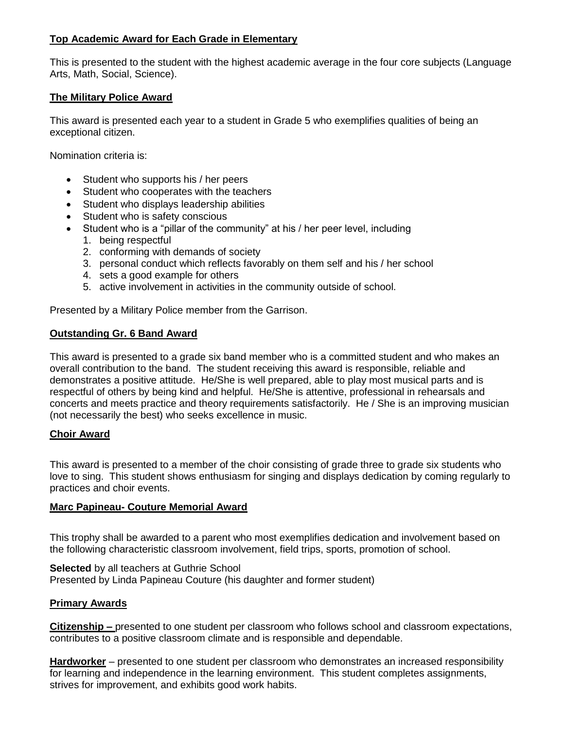**Top Academic Award for Each Grade in Elementary**

This is presented to the student with the highest academic average in the four core subjects (Language Arts, Math, Social, Science).

**The Military Police Award**

This award is presented each year to a student in Grade 5 who exemplifies qualities of being an exceptional citizen.

Nomination criteria is:

- Student who supports his / her peers
- Student who cooperates with the teachers
- Student who displays leadership abilities
- Student who is safety conscious
- Student who is a "pillar of the community" at his / her peer level, including
  1. being respectful
  2. conforming with demands of society
  3. personal conduct which reflects favorably on them self and his / her school
  4. sets a good example for others
  5. active involvement in activities in the community outside of school.

Presented by a Military Police member from the Garrison.

**Outstanding Gr. 6 Band Award**

This award is presented to a grade six band member who is a committed student and who makes an overall contribution to the band. The student receiving this award is responsible, reliable and demonstrates a positive attitude. He/She is well prepared, able to play most musical parts and is respectful of others by being kind and helpful. He/She is attentive, professional in rehearsals and concerts and meets practice and theory requirements satisfactorily. He / She is an improving musician (not necessarily the best) who seeks excellence in music.

**Choir Award**

This award is presented to a member of the choir consisting of grade three to grade six students who love to sing. This student shows enthusiasm for singing and displays dedication by coming regularly to practices and choir events.

**Marc Papineau- Couture Memorial Award**

This trophy shall be awarded to a parent who most exemplifies dedication and involvement based on the following characteristic classroom involvement, field trips, sports, promotion of school.

**Selected** by all teachers at Guthrie School
Presented by Linda Papineau Couture (his daughter and former student)

**Primary Awards**

**Citizenship –** presented to one student per classroom who follows school and classroom expectations, contributes to a positive classroom climate and is responsible and dependable.

**Hardworker** – presented to one student per classroom who demonstrates an increased responsibility for learning and independence in the learning environment. This student completes assignments, strives for improvement, and exhibits good work habits.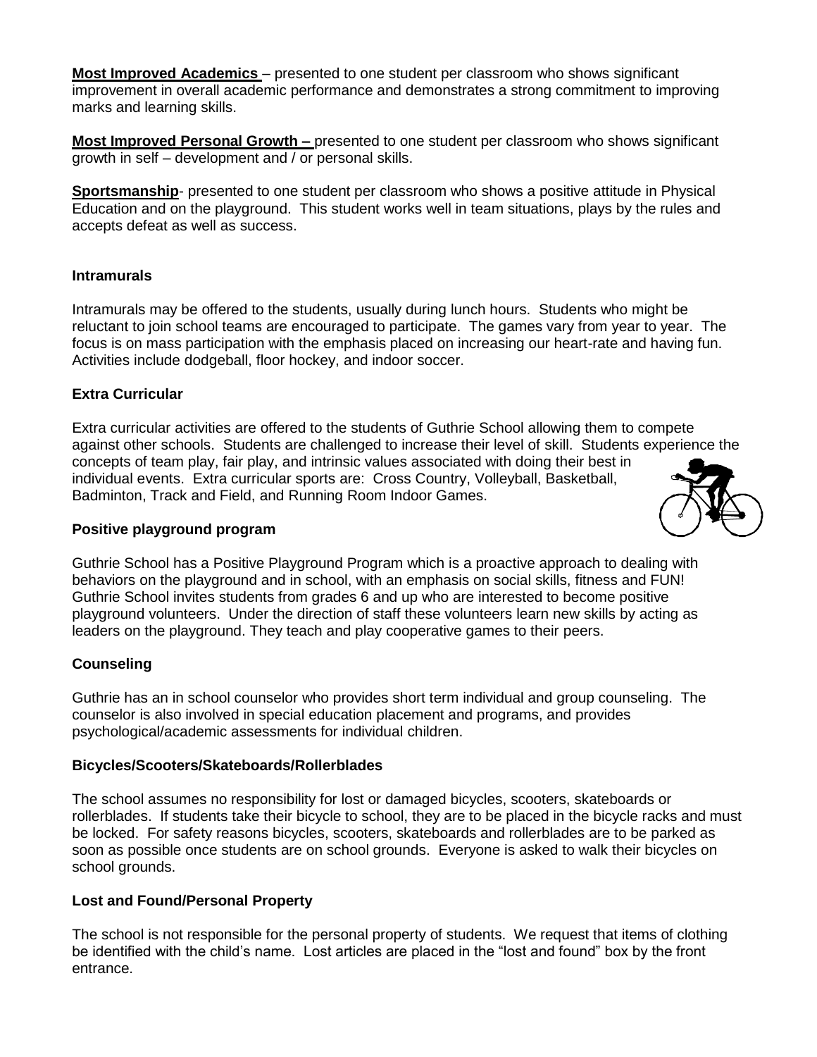**Most Improved Academics** – presented to one student per classroom who shows significant improvement in overall academic performance and demonstrates a strong commitment to improving marks and learning skills.

**Most Improved Personal Growth –** presented to one student per classroom who shows significant growth in self – development and / or personal skills.

**Sportsmanship**- presented to one student per classroom who shows a positive attitude in Physical Education and on the playground. This student works well in team situations, plays by the rules and accepts defeat as well as success.

### Intramurals

Intramurals may be offered to the students, usually during lunch hours. Students who might be reluctant to join school teams are encouraged to participate. The games vary from year to year. The focus is on mass participation with the emphasis placed on increasing our heart-rate and having fun. Activities include dodgeball, floor hockey, and indoor soccer.

### Extra Curricular

Extra curricular activities are offered to the students of Guthrie School allowing them to compete against other schools. Students are challenged to increase their level of skill. Students experience the concepts of team play, fair play, and intrinsic values associated with doing their best in individual events. Extra curricular sports are: Cross Country, Volleyball, Basketball, Badminton, Track and Field, and Running Room Indoor Games.

### Positive playground program

Guthrie School has a Positive Playground Program which is a proactive approach to dealing with behaviors on the playground and in school, with an emphasis on social skills, fitness and FUN! Guthrie School invites students from grades 6 and up who are interested to become positive playground volunteers. Under the direction of staff these volunteers learn new skills by acting as leaders on the playground. They teach and play cooperative games to their peers.

### Counseling

Guthrie has an in school counselor who provides short term individual and group counseling. The counselor is also involved in special education placement and programs, and provides psychological/academic assessments for individual children.

### Bicycles/Scooters/Skateboards/Rollerblades

The school assumes no responsibility for lost or damaged bicycles, scooters, skateboards or rollerblades. If students take their bicycle to school, they are to be placed in the bicycle racks and must be locked. For safety reasons bicycles, scooters, skateboards and rollerblades are to be parked as soon as possible once students are on school grounds. Everyone is asked to walk their bicycles on school grounds.

### Lost and Found/Personal Property

The school is not responsible for the personal property of students. We request that items of clothing be identified with the child's name. Lost articles are placed in the "lost and found" box by the front entrance.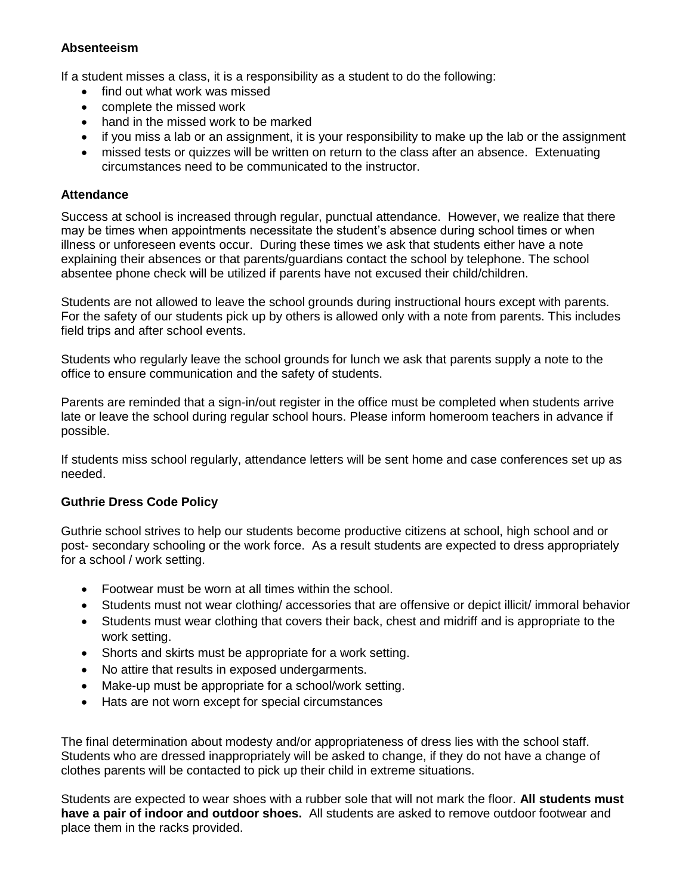**Absenteeism**

If a student misses a class, it is a responsibility as a student to do the following:

- find out what work was missed
- complete the missed work
- hand in the missed work to be marked
- if you miss a lab or an assignment, it is your responsibility to make up the lab or the assignment
- missed tests or quizzes will be written on return to the class after an absence. Extenuating circumstances need to be communicated to the instructor.

**Attendance**

Success at school is increased through regular, punctual attendance. However, we realize that there may be times when appointments necessitate the student's absence during school times or when illness or unforeseen events occur. During these times we ask that students either have a note explaining their absences or that parents/guardians contact the school by telephone. The school absentee phone check will be utilized if parents have not excused their child/children.

Students are not allowed to leave the school grounds during instructional hours except with parents. For the safety of our students pick up by others is allowed only with a note from parents. This includes field trips and after school events.

Students who regularly leave the school grounds for lunch we ask that parents supply a note to the office to ensure communication and the safety of students.

Parents are reminded that a sign-in/out register in the office must be completed when students arrive late or leave the school during regular school hours. Please inform homeroom teachers in advance if possible.

If students miss school regularly, attendance letters will be sent home and case conferences set up as needed.

**Guthrie Dress Code Policy**

Guthrie school strives to help our students become productive citizens at school, high school and or post- secondary schooling or the work force. As a result students are expected to dress appropriately for a school / work setting.

- Footwear must be worn at all times within the school.
- Students must not wear clothing/ accessories that are offensive or depict illicit/ immoral behavior
- Students must wear clothing that covers their back, chest and midriff and is appropriate to the work setting.
- Shorts and skirts must be appropriate for a work setting.
- No attire that results in exposed undergarments.
- Make-up must be appropriate for a school/work setting.
- Hats are not worn except for special circumstances

The final determination about modesty and/or appropriateness of dress lies with the school staff. Students who are dressed inappropriately will be asked to change, if they do not have a change of clothes parents will be contacted to pick up their child in extreme situations.

Students are expected to wear shoes with a rubber sole that will not mark the floor. **All students must have a pair of indoor and outdoor shoes.** All students are asked to remove outdoor footwear and place them in the racks provided.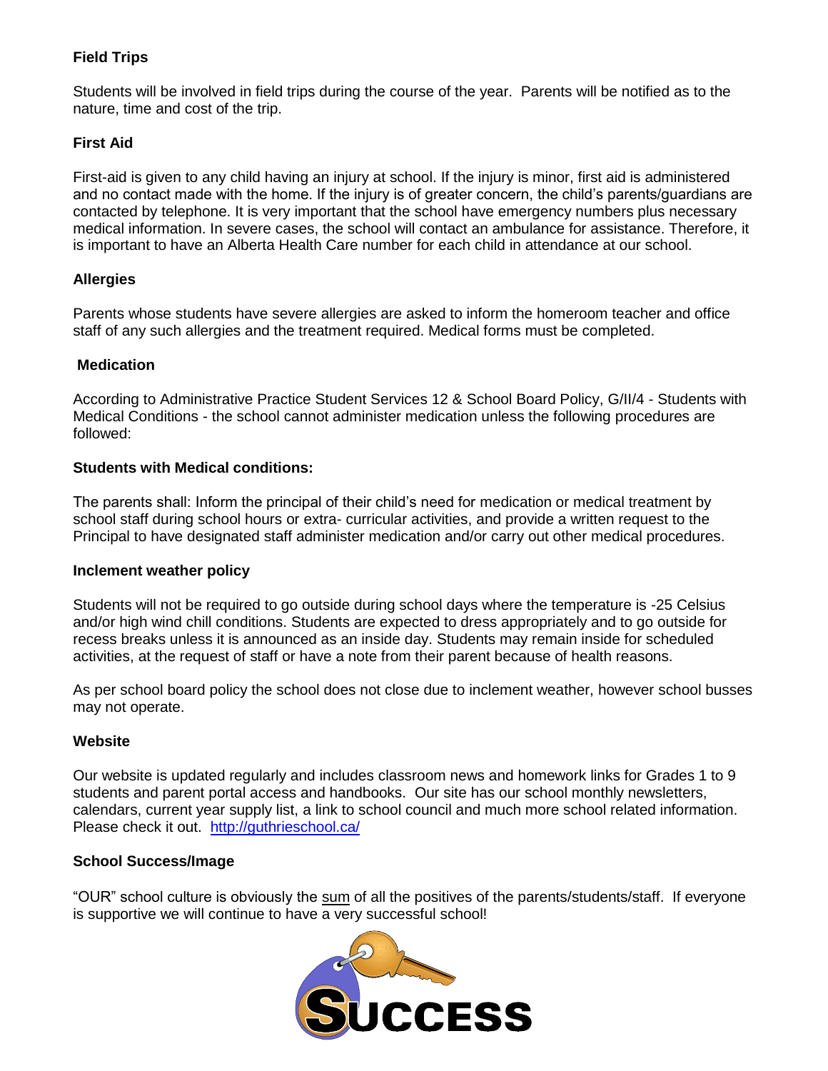**Field Trips**

Students will be involved in field trips during the course of the year. Parents will be notified as to the nature, time and cost of the trip.

**First Aid**

First-aid is given to any child having an injury at school. If the injury is minor, first aid is administered and no contact made with the home. If the injury is of greater concern, the child's parents/guardians are contacted by telephone. It is very important that the school have emergency numbers plus necessary medical information. In severe cases, the school will contact an ambulance for assistance. Therefore, it is important to have an Alberta Health Care number for each child in attendance at our school.

**Allergies**

Parents whose students have severe allergies are asked to inform the homeroom teacher and office staff of any such allergies and the treatment required. Medical forms must be completed.

**Medication**

According to Administrative Practice Student Services 12 & School Board Policy, G/II/4 - Students with Medical Conditions - the school cannot administer medication unless the following procedures are followed:

**Students with Medical conditions:**

The parents shall: Inform the principal of their child's need for medication or medical treatment by school staff during school hours or extra- curricular activities, and provide a written request to the Principal to have designated staff administer medication and/or carry out other medical procedures.

**Inclement weather policy**

Students will not be required to go outside during school days where the temperature is -25 Celsius and/or high wind chill conditions. Students are expected to dress appropriately and to go outside for recess breaks unless it is announced as an inside day. Students may remain inside for scheduled activities, at the request of staff or have a note from their parent because of health reasons.

As per school board policy the school does not close due to inclement weather, however school busses may not operate.

**Website**

Our website is updated regularly and includes classroom news and homework links for Grades 1 to 9 students and parent portal access and handbooks. Our site has our school monthly newsletters, calendars, current year supply list, a link to school council and much more school related information. Please check it out. http://guthrieschool.ca/

**School Success/Image**

"OUR" school culture is obviously the sum of all the positives of the parents/students/staff. If everyone is supportive we will continue to have a very successful school!

SUCCESS